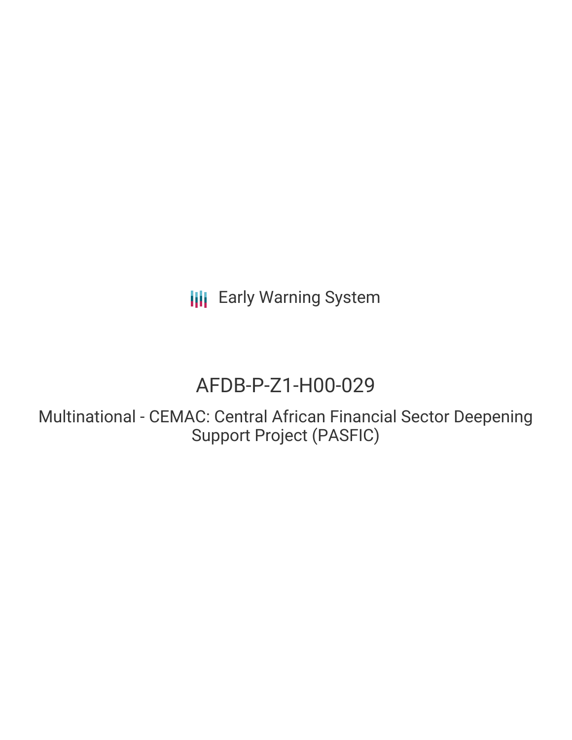Early Warning System

# AFDB-P-Z1-H00-029

## Multinational - CEMAC: Central African Financial Sector Deepening Support Project (PASFIC)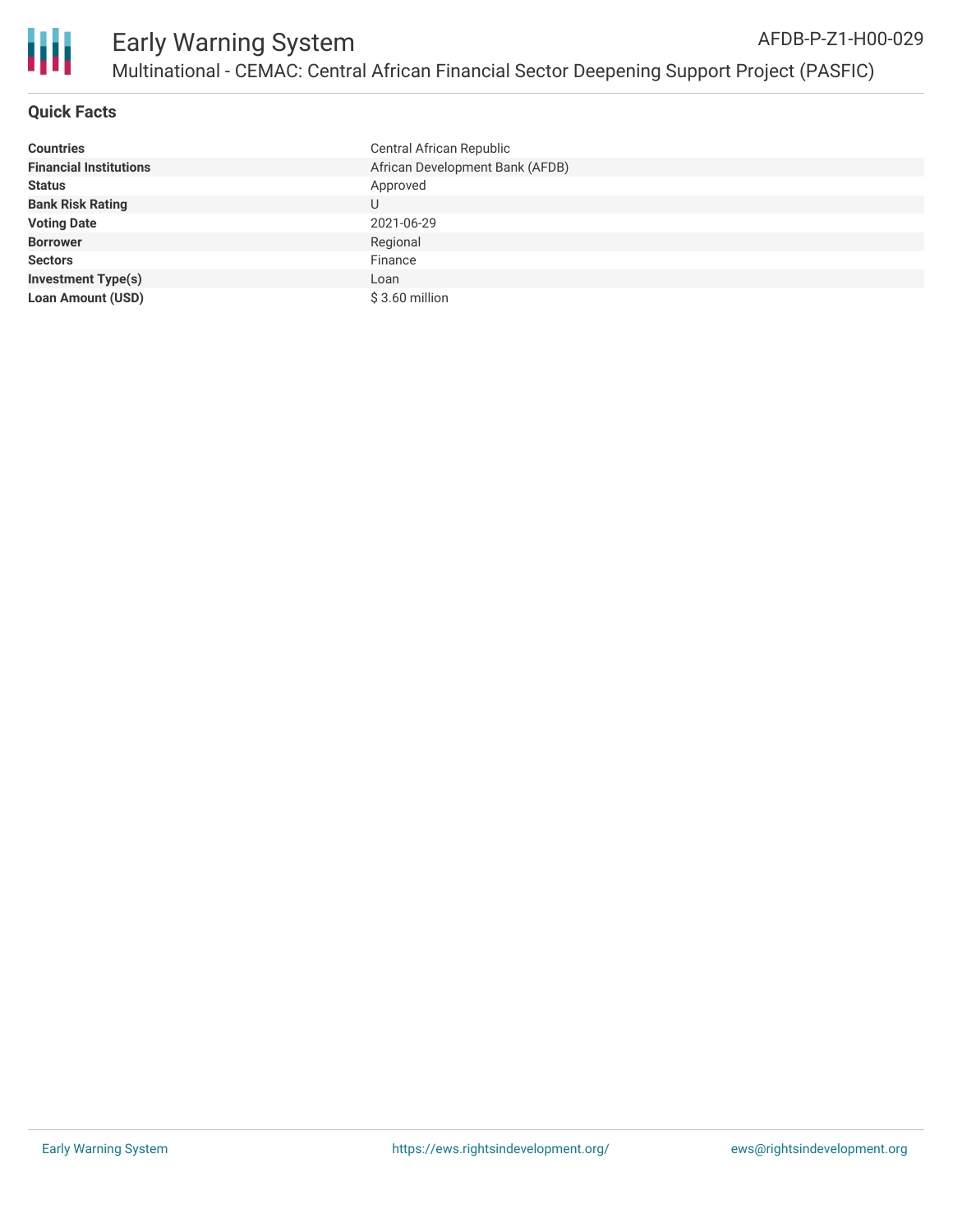# Early Warning System

AFDB-P-Z1-H00-029

## Multinational - CEMAC: Central African Financial Sector Deepening Support Project (PASFIC)

### Quick Facts

| | |
|---|---|
| **Countries** | Central African Republic |
| **Financial Institutions** | African Development Bank (AFDB) |
| **Status** | Approved |
| **Bank Risk Rating** | U |
| **Voting Date** | 2021-06-29 |
| **Borrower** | Regional |
| **Sectors** | Finance |
| **Investment Type(s)** | Loan |
| **Loan Amount (USD)** | $ 3.60 million |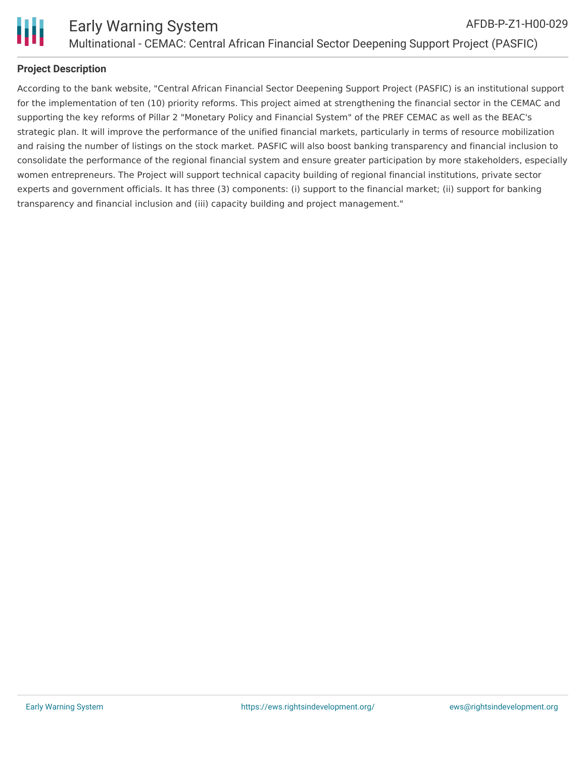**Project Description**

According to the bank website, "Central African Financial Sector Deepening Support Project (PASFIC) is an institutional support for the implementation of ten (10) priority reforms. This project aimed at strengthening the financial sector in the CEMAC and supporting the key reforms of Pillar 2 "Monetary Policy and Financial System" of the PREF CEMAC as well as the BEAC's strategic plan. It will improve the performance of the unified financial markets, particularly in terms of resource mobilization and raising the number of listings on the stock market. PASFIC will also boost banking transparency and financial inclusion to consolidate the performance of the regional financial system and ensure greater participation by more stakeholders, especially women entrepreneurs. The Project will support technical capacity building of regional financial institutions, private sector experts and government officials. It has three (3) components: (i) support to the financial market; (ii) support for banking transparency and financial inclusion and (iii) capacity building and project management."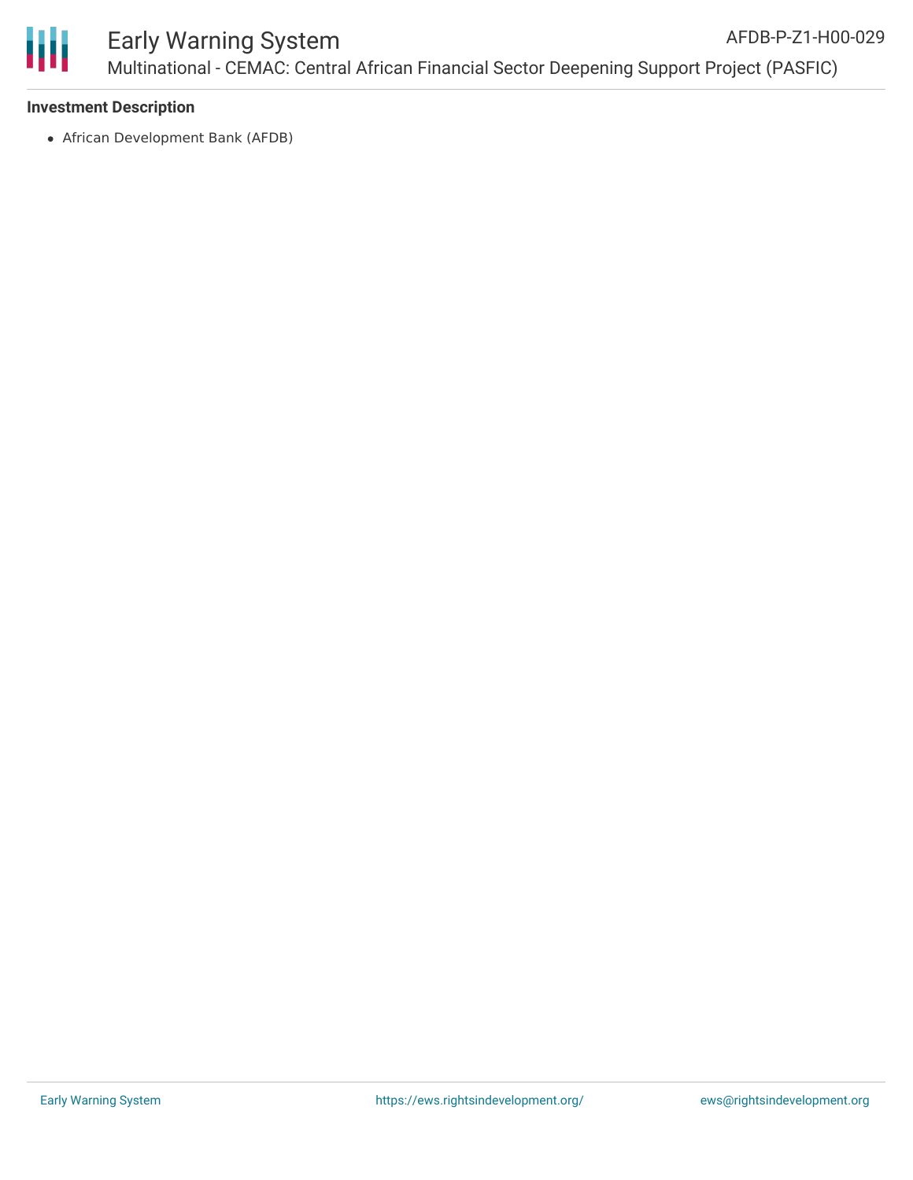**Investment Description**

- African Development Bank (AFDB)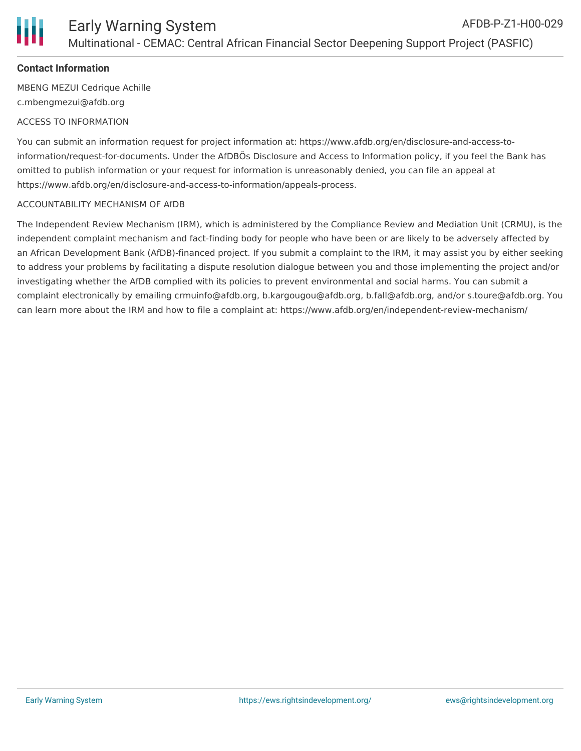**Contact Information**

MBENG MEZUI Cedrique Achille
c.mbengmezui@afdb.org

ACCESS TO INFORMATION

You can submit an information request for project information at: https://www.afdb.org/en/disclosure-and-access-to-information/request-for-documents. Under the AfDBÕs Disclosure and Access to Information policy, if you feel the Bank has omitted to publish information or your request for information is unreasonably denied, you can file an appeal at https://www.afdb.org/en/disclosure-and-access-to-information/appeals-process.

ACCOUNTABILITY MECHANISM OF AfDB

The Independent Review Mechanism (IRM), which is administered by the Compliance Review and Mediation Unit (CRMU), is the independent complaint mechanism and fact-finding body for people who have been or are likely to be adversely affected by an African Development Bank (AfDB)-financed project. If you submit a complaint to the IRM, it may assist you by either seeking to address your problems by facilitating a dispute resolution dialogue between you and those implementing the project and/or investigating whether the AfDB complied with its policies to prevent environmental and social harms. You can submit a complaint electronically by emailing crmuinfo@afdb.org, b.kargougou@afdb.org, b.fall@afdb.org, and/or s.toure@afdb.org. You can learn more about the IRM and how to file a complaint at: https://www.afdb.org/en/independent-review-mechanism/